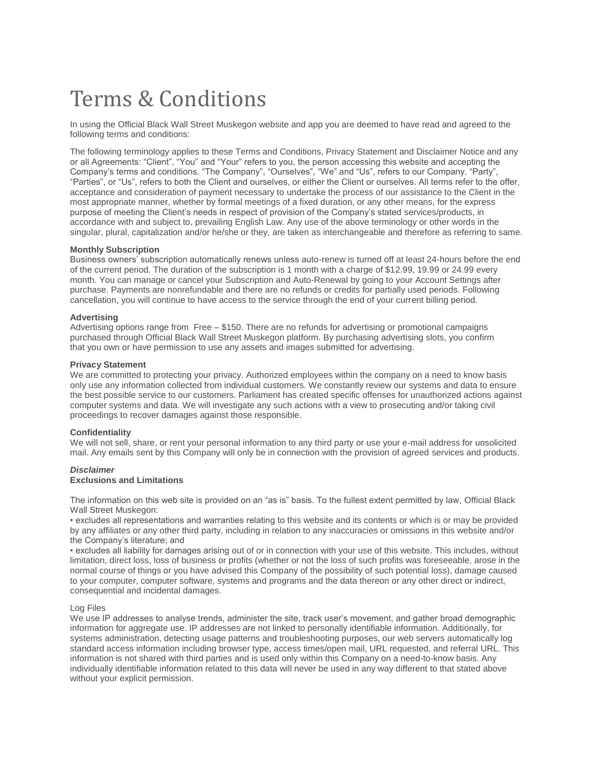# Terms & Conditions

In using the Official Black Wall Street Muskegon website and app you are deemed to have read and agreed to the following terms and conditions:

The following terminology applies to these Terms and Conditions, Privacy Statement and Disclaimer Notice and any or all Agreements: "Client", "You" and "Your" refers to you, the person accessing this website and accepting the Company's terms and conditions. "The Company", "Ourselves", "We" and "Us", refers to our Company. "Party", "Parties", or "Us", refers to both the Client and ourselves, or either the Client or ourselves. All terms refer to the offer, acceptance and consideration of payment necessary to undertake the process of our assistance to the Client in the most appropriate manner, whether by formal meetings of a fixed duration, or any other means, for the express purpose of meeting the Client's needs in respect of provision of the Company's stated services/products, in accordance with and subject to, prevailing English Law. Any use of the above terminology or other words in the singular, plural, capitalization and/or he/she or they, are taken as interchangeable and therefore as referring to same.

**Monthly Subscription**
Business owners' subscription automatically renews unless auto-renew is turned off at least 24-hours before the end of the current period. The duration of the subscription is 1 month with a charge of $12.99, 19.99 or 24.99 every month. You can manage or cancel your Subscription and Auto-Renewal by going to your Account Settings after purchase. Payments are nonrefundable and there are no refunds or credits for partially used periods. Following cancellation, you will continue to have access to the service through the end of your current billing period.

**Advertising**
Advertising options range from Free – $150. There are no refunds for advertising or promotional campaigns purchased through Official Black Wall Street Muskegon platform. By purchasing advertising slots, you confirm that you own or have permission to use any assets and images submitted for advertising.

**Privacy Statement**
We are committed to protecting your privacy. Authorized employees within the company on a need to know basis only use any information collected from individual customers. We constantly review our systems and data to ensure the best possible service to our customers. Parliament has created specific offenses for unauthorized actions against computer systems and data. We will investigate any such actions with a view to prosecuting and/or taking civil proceedings to recover damages against those responsible.

**Confidentiality**
We will not sell, share, or rent your personal information to any third party or use your e-mail address for unsolicited mail. Any emails sent by this Company will only be in connection with the provision of agreed services and products.

***Disclaimer***
**Exclusions and Limitations**

The information on this web site is provided on an "as is" basis. To the fullest extent permitted by law, Official Black Wall Street Muskegon:

• excludes all representations and warranties relating to this website and its contents or which is or may be provided by any affiliates or any other third party, including in relation to any inaccuracies or omissions in this website and/or the Company's literature; and

• excludes all liability for damages arising out of or in connection with your use of this website. This includes, without limitation, direct loss, loss of business or profits (whether or not the loss of such profits was foreseeable, arose in the normal course of things or you have advised this Company of the possibility of such potential loss), damage caused to your computer, computer software, systems and programs and the data thereon or any other direct or indirect, consequential and incidental damages.

Log Files
We use IP addresses to analyse trends, administer the site, track user's movement, and gather broad demographic information for aggregate use. IP addresses are not linked to personally identifiable information. Additionally, for systems administration, detecting usage patterns and troubleshooting purposes, our web servers automatically log standard access information including browser type, access times/open mail, URL requested, and referral URL. This information is not shared with third parties and is used only within this Company on a need-to-know basis. Any individually identifiable information related to this data will never be used in any way different to that stated above without your explicit permission.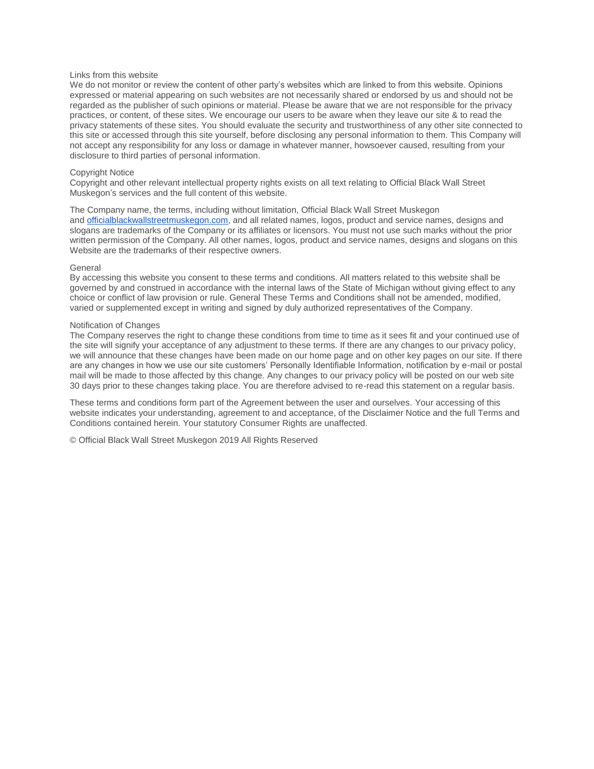## Links from this website

We do not monitor or review the content of other party's websites which are linked to from this website. Opinions expressed or material appearing on such websites are not necessarily shared or endorsed by us and should not be regarded as the publisher of such opinions or material. Please be aware that we are not responsible for the privacy practices, or content, of these sites. We encourage our users to be aware when they leave our site & to read the privacy statements of these sites. You should evaluate the security and trustworthiness of any other site connected to this site or accessed through this site yourself, before disclosing any personal information to them. This Company will not accept any responsibility for any loss or damage in whatever manner, howsoever caused, resulting from your disclosure to third parties of personal information.

## Copyright Notice

Copyright and other relevant intellectual property rights exists on all text relating to Official Black Wall Street Muskegon's services and the full content of this website.

The Company name, the terms, including without limitation, Official Black Wall Street Muskegon and [officialblackwallstreetmuskegon.com](officialblackwallstreetmuskegon.com), and all related names, logos, product and service names, designs and slogans are trademarks of the Company or its affiliates or licensors. You must not use such marks without the prior written permission of the Company. All other names, logos, product and service names, designs and slogans on this Website are the trademarks of their respective owners.

## General

By accessing this website you consent to these terms and conditions. All matters related to this website shall be governed by and construed in accordance with the internal laws of the State of Michigan without giving effect to any choice or conflict of law provision or rule. General These Terms and Conditions shall not be amended, modified, varied or supplemented except in writing and signed by duly authorized representatives of the Company.

## Notification of Changes

The Company reserves the right to change these conditions from time to time as it sees fit and your continued use of the site will signify your acceptance of any adjustment to these terms. If there are any changes to our privacy policy, we will announce that these changes have been made on our home page and on other key pages on our site. If there are any changes in how we use our site customers' Personally Identifiable Information, notification by e-mail or postal mail will be made to those affected by this change. Any changes to our privacy policy will be posted on our web site 30 days prior to these changes taking place. You are therefore advised to re-read this statement on a regular basis.

These terms and conditions form part of the Agreement between the user and ourselves. Your accessing of this website indicates your understanding, agreement to and acceptance, of the Disclaimer Notice and the full Terms and Conditions contained herein. Your statutory Consumer Rights are unaffected.

© Official Black Wall Street Muskegon 2019 All Rights Reserved